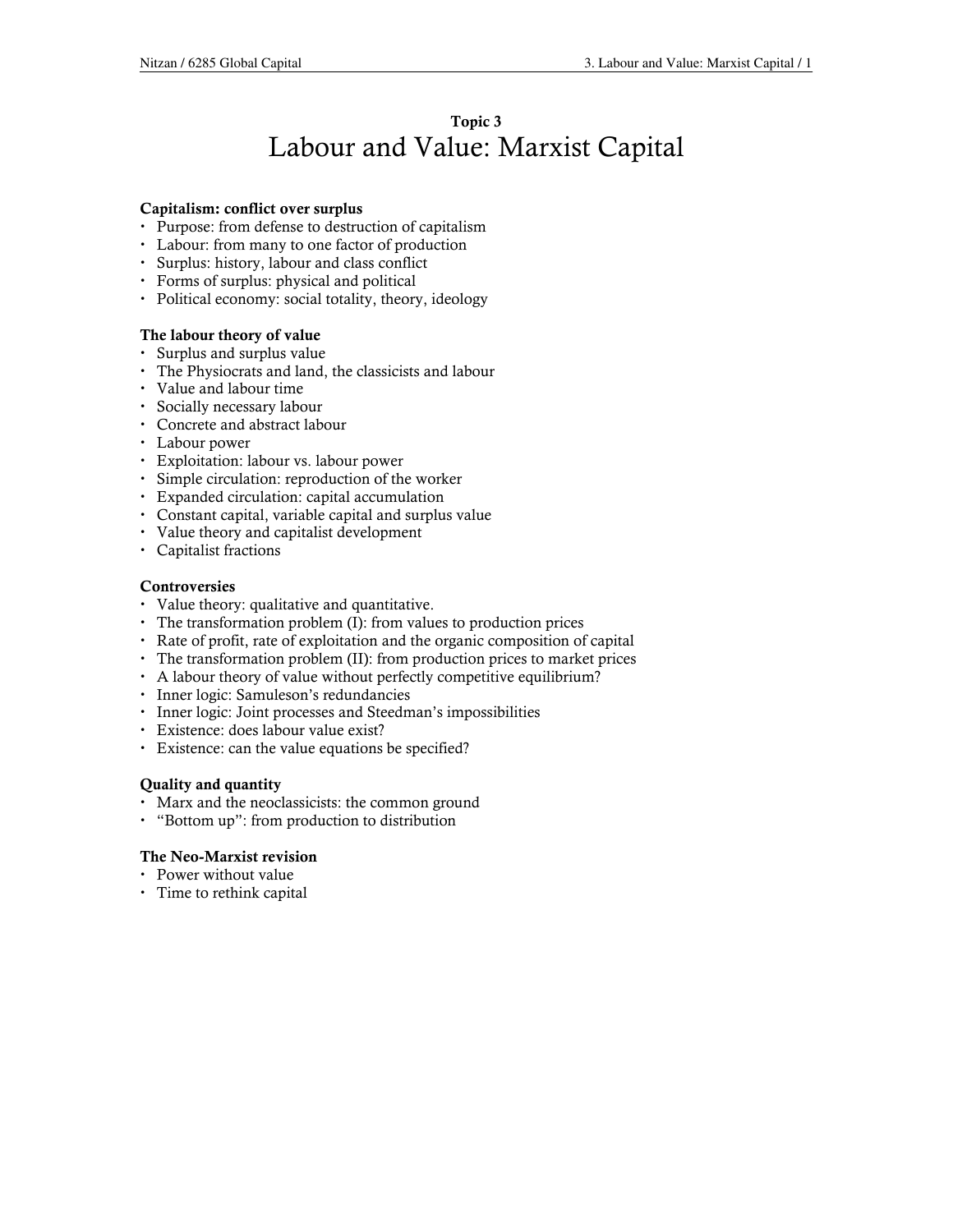## Topic 3
# Labour and Value: Marxist Capital

**Capitalism: conflict over surplus**
- Purpose: from defense to destruction of capitalism
- Labour: from many to one factor of production
- Surplus: history, labour and class conflict
- Forms of surplus: physical and political
- Political economy: social totality, theory, ideology

**The labour theory of value**
- Surplus and surplus value
- The Physiocrats and land, the classicists and labour
- Value and labour time
- Socially necessary labour
- Concrete and abstract labour
- Labour power
- Exploitation: labour vs. labour power
- Simple circulation: reproduction of the worker
- Expanded circulation: capital accumulation
- Constant capital, variable capital and surplus value
- Value theory and capitalist development
- Capitalist fractions

**Controversies**
- Value theory: qualitative and quantitative.
- The transformation problem (I): from values to production prices
- Rate of profit, rate of exploitation and the organic composition of capital
- The transformation problem (II): from production prices to market prices
- A labour theory of value without perfectly competitive equilibrium?
- Inner logic: Samuleson's redundancies
- Inner logic: Joint processes and Steedman's impossibilities
- Existence: does labour value exist?
- Existence: can the value equations be specified?

**Quality and quantity**
- Marx and the neoclassicists: the common ground
- "Bottom up": from production to distribution

**The Neo-Marxist revision**
- Power without value
- Time to rethink capital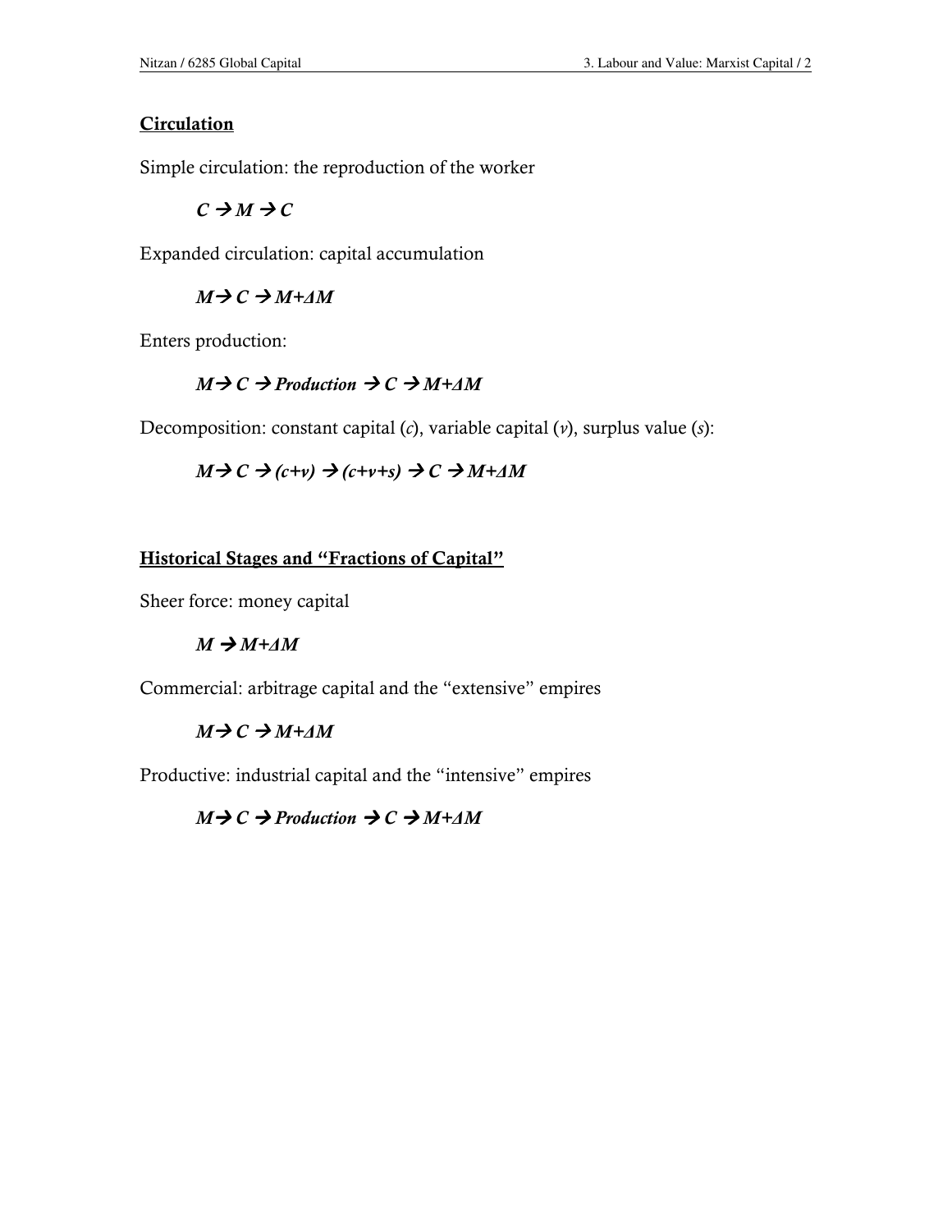## Circulation

Simple circulation: the reproduction of the worker

$$C \rightarrow M \rightarrow C$$

Expanded circulation: capital accumulation

$$M \rightarrow C \rightarrow M+\Delta M$$

Enters production:

$$M \rightarrow C \rightarrow \textit{Production} \rightarrow C \rightarrow M+\Delta M$$

Decomposition: constant capital ($c$), variable capital ($v$), surplus value ($s$):

$$M \rightarrow C \rightarrow (c+v) \rightarrow (c+v+s) \rightarrow C \rightarrow M+\Delta M$$

## Historical Stages and "Fractions of Capital"

Sheer force: money capital

$$M \rightarrow M+\Delta M$$

Commercial: arbitrage capital and the "extensive" empires

$$M \rightarrow C \rightarrow M+\Delta M$$

Productive: industrial capital and the "intensive" empires

$$M \rightarrow C \rightarrow \textit{Production} \rightarrow C \rightarrow M+\Delta M$$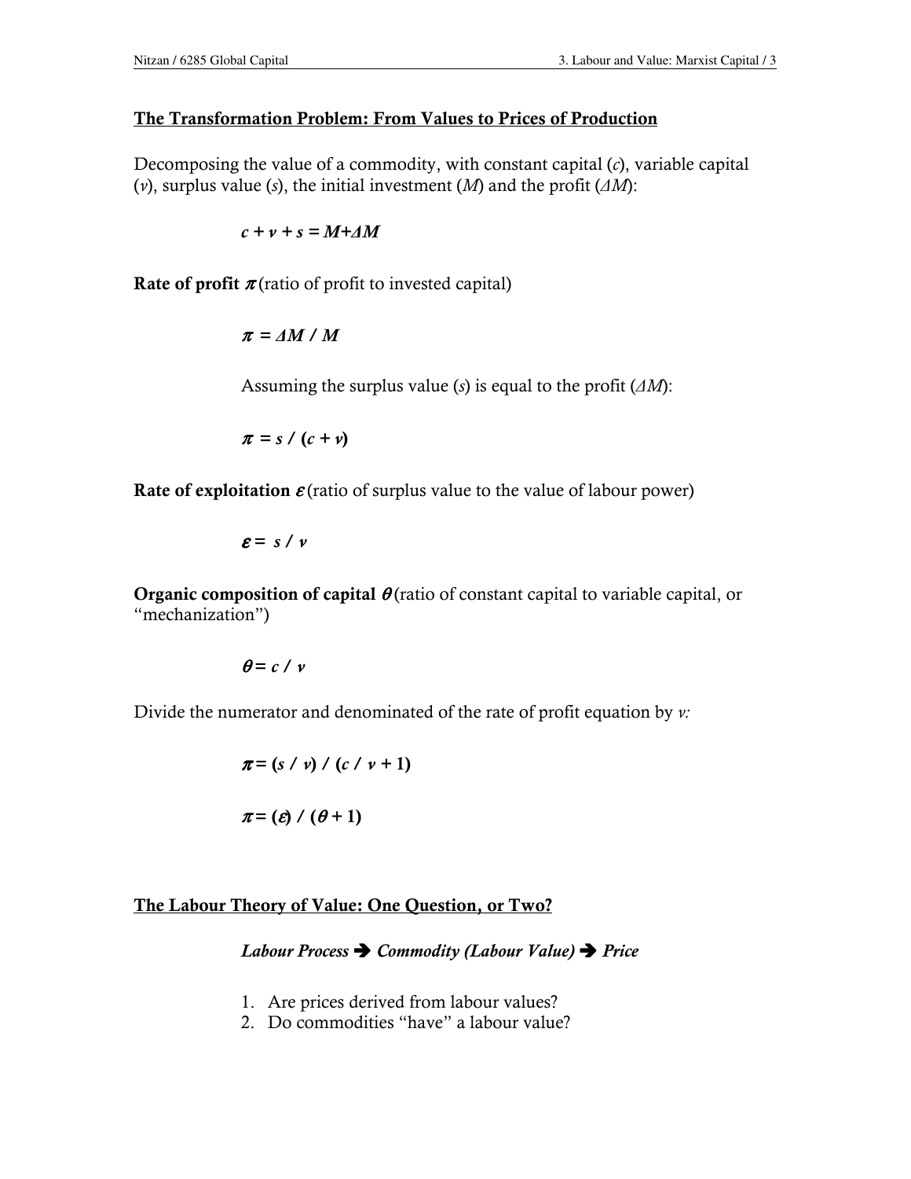## The Transformation Problem: From Values to Prices of Production

Decomposing the value of a commodity, with constant capital ($c$), variable capital ($v$), surplus value ($s$), the initial investment ($M$) and the profit ($\Delta M$):

$$c + v + s = M + \Delta M$$

**Rate of profit $\pi$** (ratio of profit to invested capital)

$$\pi = \Delta M / M$$

Assuming the surplus value ($s$) is equal to the profit ($\Delta M$):

$$\pi = s / (c + v)$$

**Rate of exploitation $\varepsilon$** (ratio of surplus value to the value of labour power)

$$\varepsilon = s / v$$

**Organic composition of capital $\theta$** (ratio of constant capital to variable capital, or "mechanization")

$$\theta = c / v$$

Divide the numerator and denominated of the rate of profit equation by $v$:

$$\pi = (s / v) / (c / v + 1)$$

$$\pi = (\varepsilon) / (\theta + 1)$$

## The Labour Theory of Value: One Question, or Two?

***Labour Process ➔ Commodity (Labour Value) ➔ Price***

1. Are prices derived from labour values?
2. Do commodities "have" a labour value?